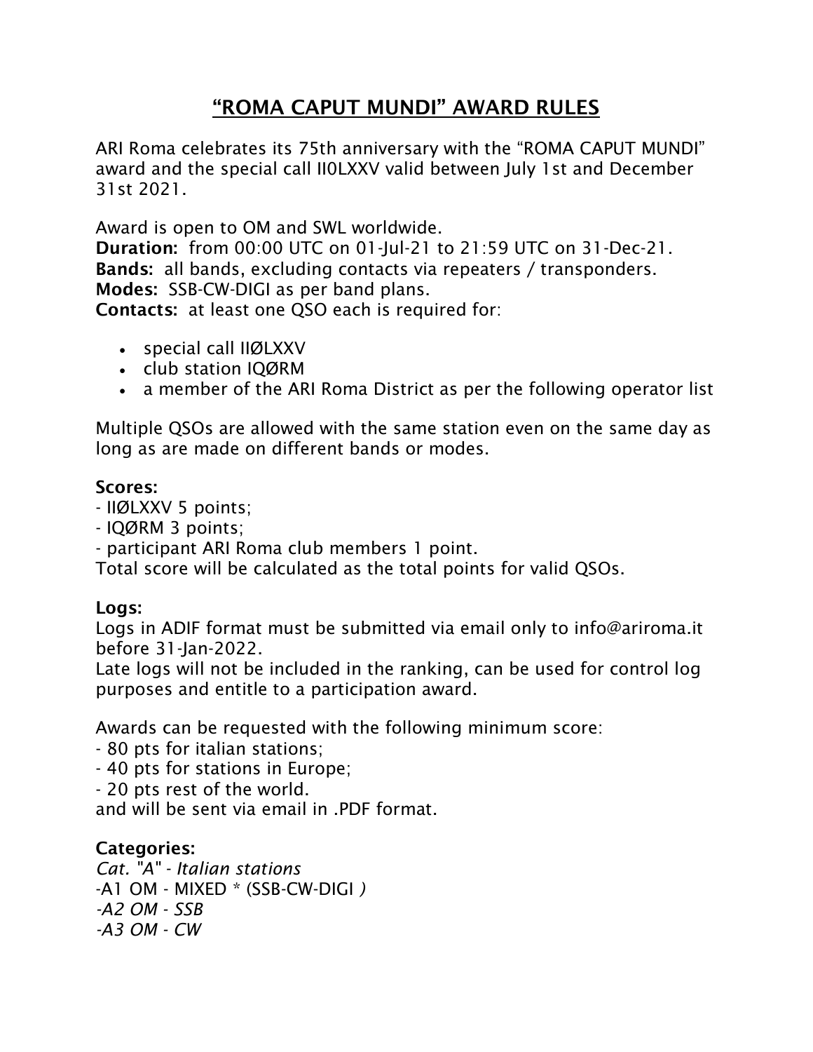# "ROMA CAPUT MUNDI" AWARD RULES

ARI Roma celebrates its 75th anniversary with the "ROMA CAPUT MUNDI" award and the special call II0LXXV valid between July 1st and December 31st 2021.

Award is open to OM and SWL worldwide.
**Duration:** from 00:00 UTC on 01-Jul-21 to 21:59 UTC on 31-Dec-21.
**Bands:** all bands, excluding contacts via repeaters / transponders.
**Modes:** SSB-CW-DIGI as per band plans.
**Contacts:** at least one QSO each is required for:

- special call IIØLXXV
- club station IQØRM
- a member of the ARI Roma District as per the following operator list

Multiple QSOs are allowed with the same station even on the same day as long as are made on different bands or modes.

**Scores:**
- IIØLXXV 5 points;
- IQØRM 3 points;
- participant ARI Roma club members 1 point.

Total score will be calculated as the total points for valid QSOs.

**Logs:**
Logs in ADIF format must be submitted via email only to info@ariroma.it before 31-Jan-2022.
Late logs will not be included in the ranking, can be used for control log purposes and entitle to a participation award.

Awards can be requested with the following minimum score:
- 80 pts for italian stations;
- 40 pts for stations in Europe;
- 20 pts rest of the world.

and will be sent via email in .PDF format.

**Categories:**
*Cat. "A" - Italian stations*
-A1 OM - MIXED * (SSB-CW-DIGI *)*
*-A2 OM - SSB*
*-A3 OM - CW*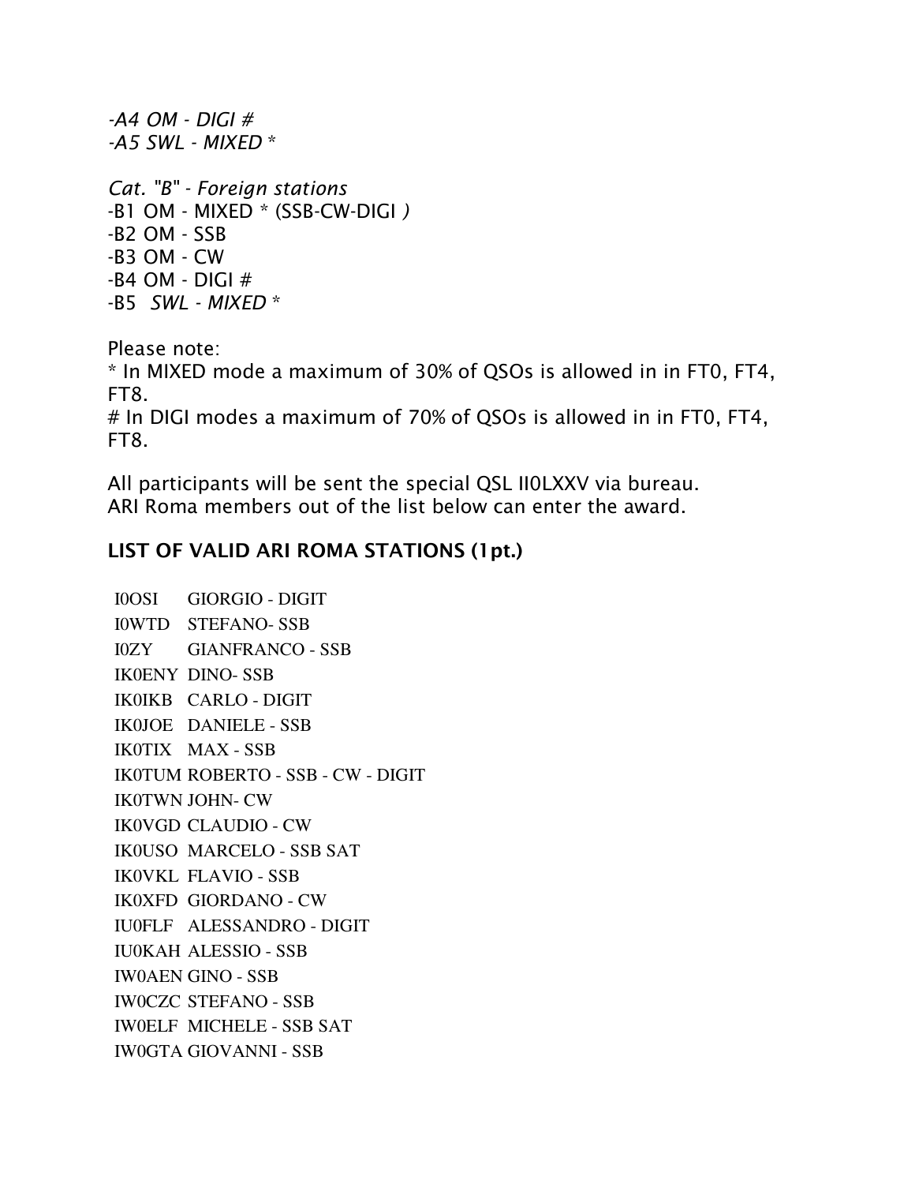*-A4 OM - DIGI #*
*-A5 SWL - MIXED **

*Cat. "B" - Foreign stations*
-B1 OM - MIXED * (SSB-CW-DIGI *)*
-B2 OM - SSB
-B3 OM - CW
-B4 OM - DIGI #
-B5 *SWL - MIXED **

Please note:
* In MIXED mode a maximum of 30% of QSOs is allowed in in FT0, FT4, FT8.
# In DIGI modes a maximum of 70% of QSOs is allowed in in FT0, FT4, FT8.

All participants will be sent the special QSL II0LXXV via bureau.
ARI Roma members out of the list below can enter the award.

**LIST OF VALID ARI ROMA STATIONS (1pt.)**

I0OSI GIORGIO - DIGIT
I0WTD STEFANO- SSB
I0ZY GIANFRANCO - SSB
IK0ENY DINO- SSB
IK0IKB CARLO - DIGIT
IK0JOE DANIELE - SSB
IK0TIX MAX - SSB
IK0TUM ROBERTO - SSB - CW - DIGIT
IK0TWN JOHN- CW
IK0VGD CLAUDIO - CW
IK0USO MARCELO - SSB SAT
IK0VKL FLAVIO - SSB
IK0XFD GIORDANO - CW
IU0FLF ALESSANDRO - DIGIT
IU0KAH ALESSIO - SSB
IW0AEN GINO - SSB
IW0CZC STEFANO - SSB
IW0ELF MICHELE - SSB SAT
IW0GTA GIOVANNI - SSB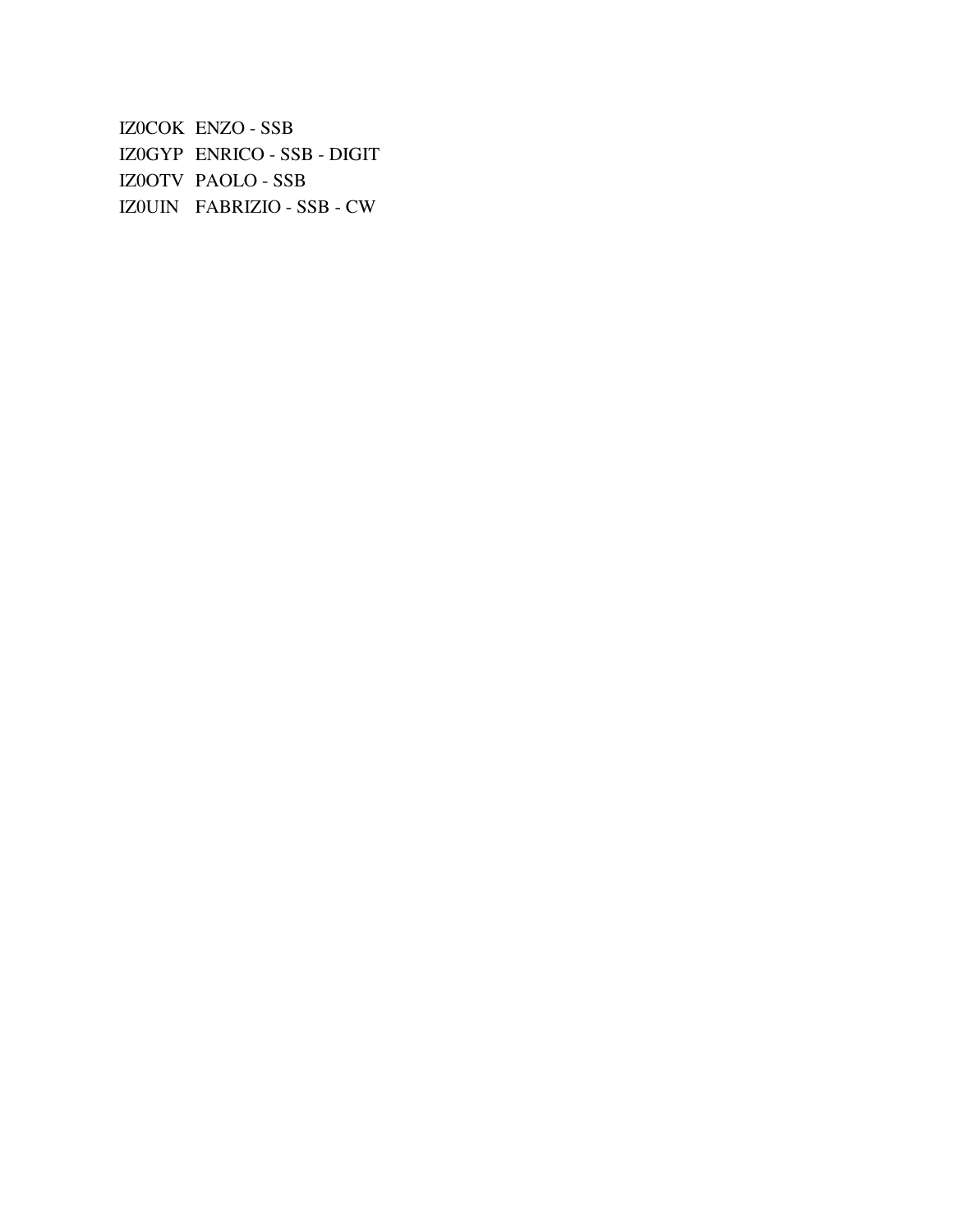| | |
|---|---|
| IZ0COK | ENZO - SSB |
| IZ0GYP | ENRICO - SSB - DIGIT |
| IZ0OTV | PAOLO - SSB |
| IZ0UIN | FABRIZIO - SSB - CW |